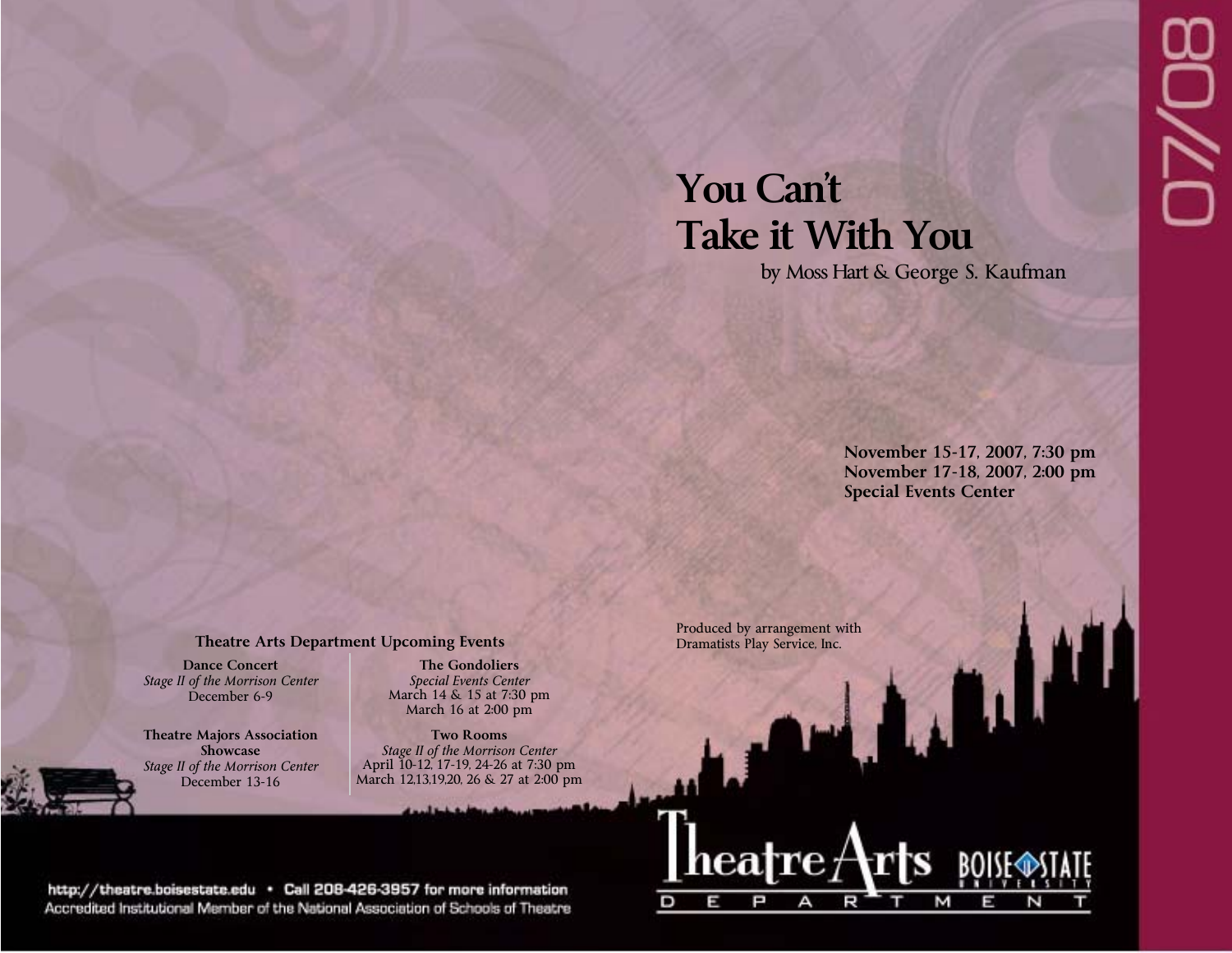07/08

# You Can't Take it With You

by Moss Hart & George S. Kaufman

**November 15-17, 2007, 7:30 pm**
**November 17-18, 2007, 2:00 pm**
**Special Events Center**

Produced by arrangement with
Dramatists Play Service, Inc.

## Theatre Arts Department Upcoming Events

**Dance Concert**
*Stage II of the Morrison Center*
December 6-9

**Theatre Majors Association Showcase**
*Stage II of the Morrison Center*
December 13-16

**The Gondoliers**
*Special Events Center*
March 14 & 15 at 7:30 pm
March 16 at 2:00 pm

**Two Rooms**
*Stage II of the Morrison Center*
April 10-12, 17-19, 24-26 at 7:30 pm
March 12,13,19,20, 26 & 27 at 2:00 pm

http://theatre.boisestate.edu • Call 208-426-3957 for more information
Accredited Institutional Member of the National Association of Schools of Theatre

Theatre Arts Department
Boise State University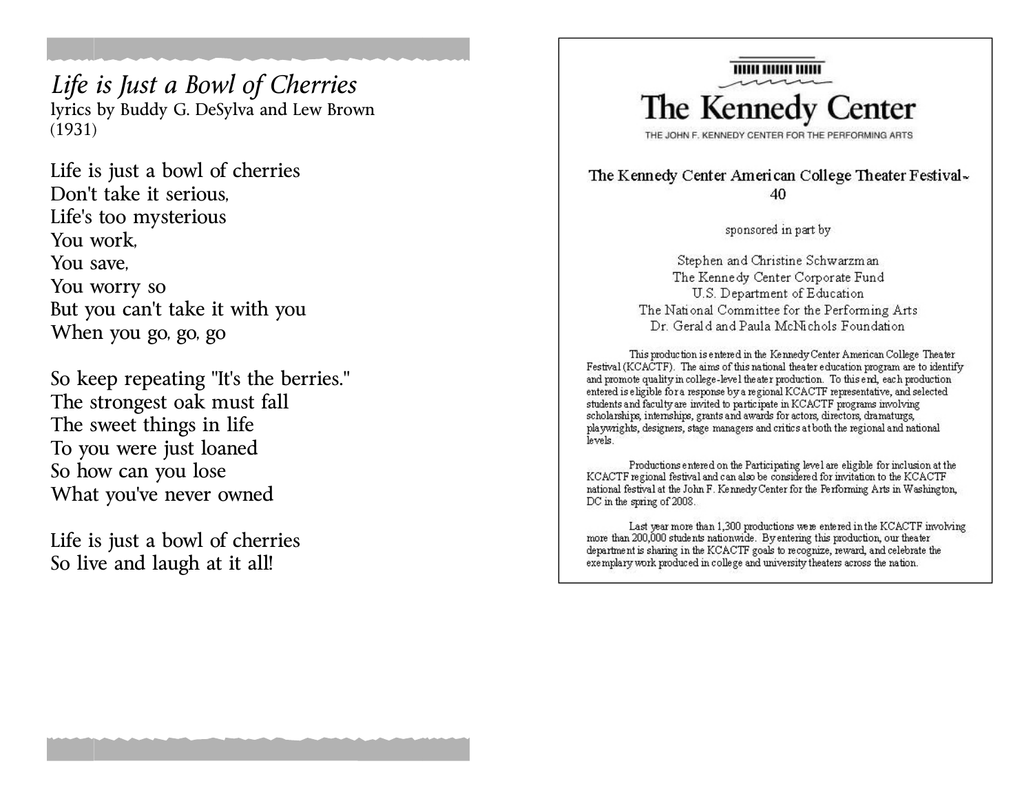*Life is Just a Bowl of Cherries*
lyrics by Buddy G. DeSylva and Lew Brown (1931)

Life is just a bowl of cherries
Don't take it serious,
Life's too mysterious
You work,
You save,
You worry so
But you can't take it with you
When you go, go, go

So keep repeating "It's the berries."
The strongest oak must fall
The sweet things in life
To you were just loaned
So how can you lose
What you've never owned

Life is just a bowl of cherries
So live and laugh at it all!

# The Kennedy Center

THE JOHN F. KENNEDY CENTER FOR THE PERFORMING ARTS

## The Kennedy Center American College Theater Festival™ 40

sponsored in part by

Stephen and Christine Schwarzman
The Kennedy Center Corporate Fund
U.S. Department of Education
The National Committee for the Performing Arts
Dr. Gerald and Paula McNichols Foundation

This production is entered in the Kennedy Center American College Theater Festival (KCACTF). The aims of this national theater education program are to identify and promote quality in college-level theater production. To this end, each production entered is eligible for a response by a regional KCACTF representative, and selected students and faculty are invited to participate in KCACTF programs involving scholarships, internships, grants and awards for actors, directors, dramaturgs, playwrights, designers, stage managers and critics at both the regional and national levels.

Productions entered on the Participating level are eligible for inclusion at the KCACTF regional festival and can also be considered for invitation to the KCACTF national festival at the John F. Kennedy Center for the Performing Arts in Washington, DC in the spring of 2008.

Last year more than 1,300 productions were entered in the KCACTF involving more than 200,000 students nationwide. By entering this production, our theater department is sharing in the KCACTF goals to recognize, reward, and celebrate the exemplary work produced in college and university theaters across the nation.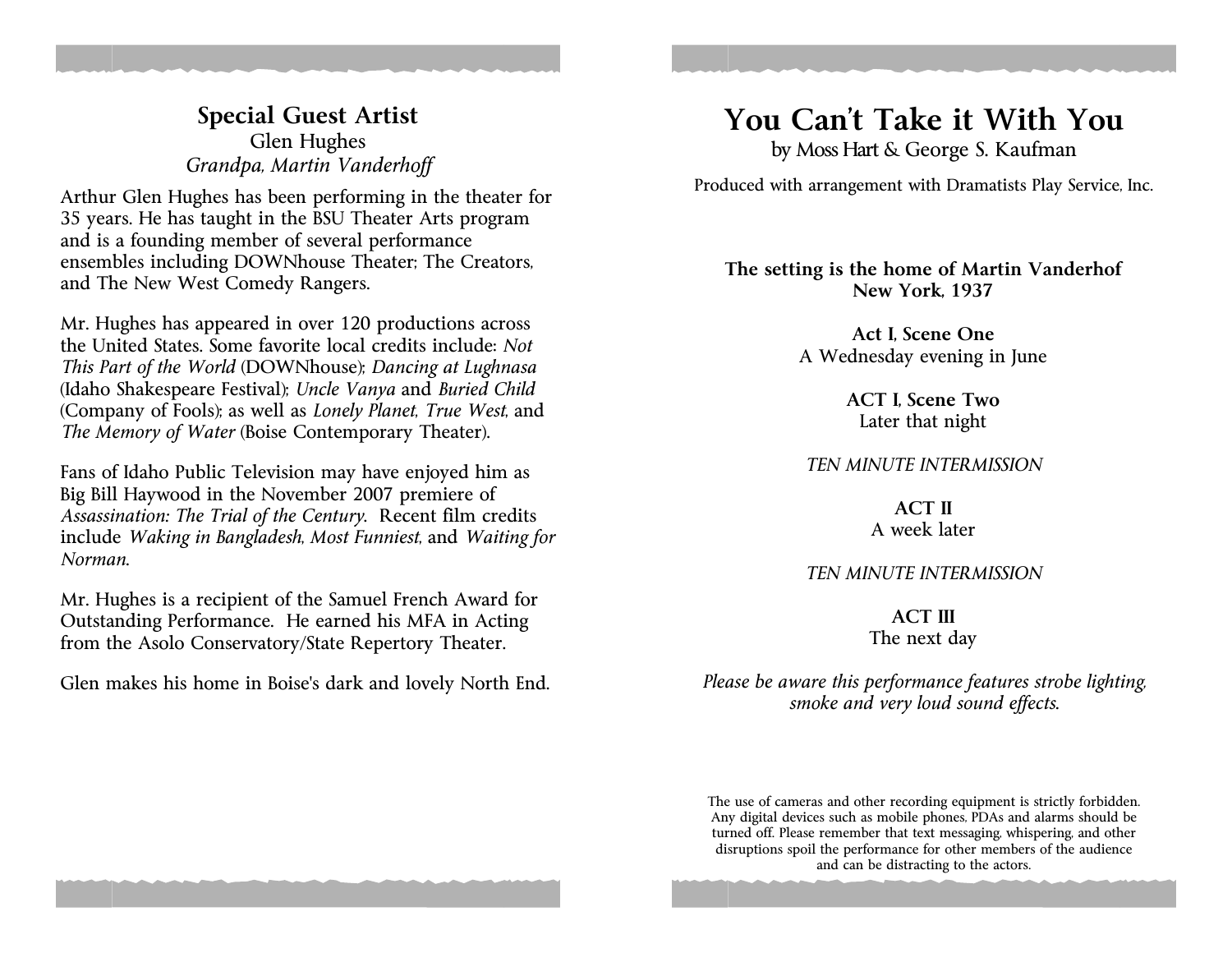## Special Guest Artist

Glen Hughes

*Grandpa, Martin Vanderhoff*

Arthur Glen Hughes has been performing in the theater for 35 years. He has taught in the BSU Theater Arts program and is a founding member of several performance ensembles including DOWNhouse Theater; The Creators, and The New West Comedy Rangers.

Mr. Hughes has appeared in over 120 productions across the United States. Some favorite local credits include: *Not This Part of the World* (DOWNhouse); *Dancing at Lughnasa* (Idaho Shakespeare Festival); *Uncle Vanya* and *Buried Child* (Company of Fools); as well as *Lonely Planet*, *True West*, and *The Memory of Water* (Boise Contemporary Theater).

Fans of Idaho Public Television may have enjoyed him as Big Bill Haywood in the November 2007 premiere of *Assassination: The Trial of the Century*. Recent film credits include *Waking in Bangladesh*, *Most Funniest*, and *Waiting for Norman*.

Mr. Hughes is a recipient of the Samuel French Award for Outstanding Performance. He earned his MFA in Acting from the Asolo Conservatory/State Repertory Theater.

Glen makes his home in Boise's dark and lovely North End.

# You Can't Take it With You

by Moss Hart & George S. Kaufman

Produced with arrangement with Dramatists Play Service, Inc.

**The setting is the home of Martin Vanderhof**
**New York, 1937**

**Act I, Scene One**
A Wednesday evening in June

**ACT I, Scene Two**
Later that night

*TEN MINUTE INTERMISSION*

**ACT II**
A week later

*TEN MINUTE INTERMISSION*

**ACT III**
The next day

*Please be aware this performance features strobe lighting, smoke and very loud sound effects.*

The use of cameras and other recording equipment is strictly forbidden. Any digital devices such as mobile phones, PDAs and alarms should be turned off. Please remember that text messaging, whispering, and other disruptions spoil the performance for other members of the audience and can be distracting to the actors.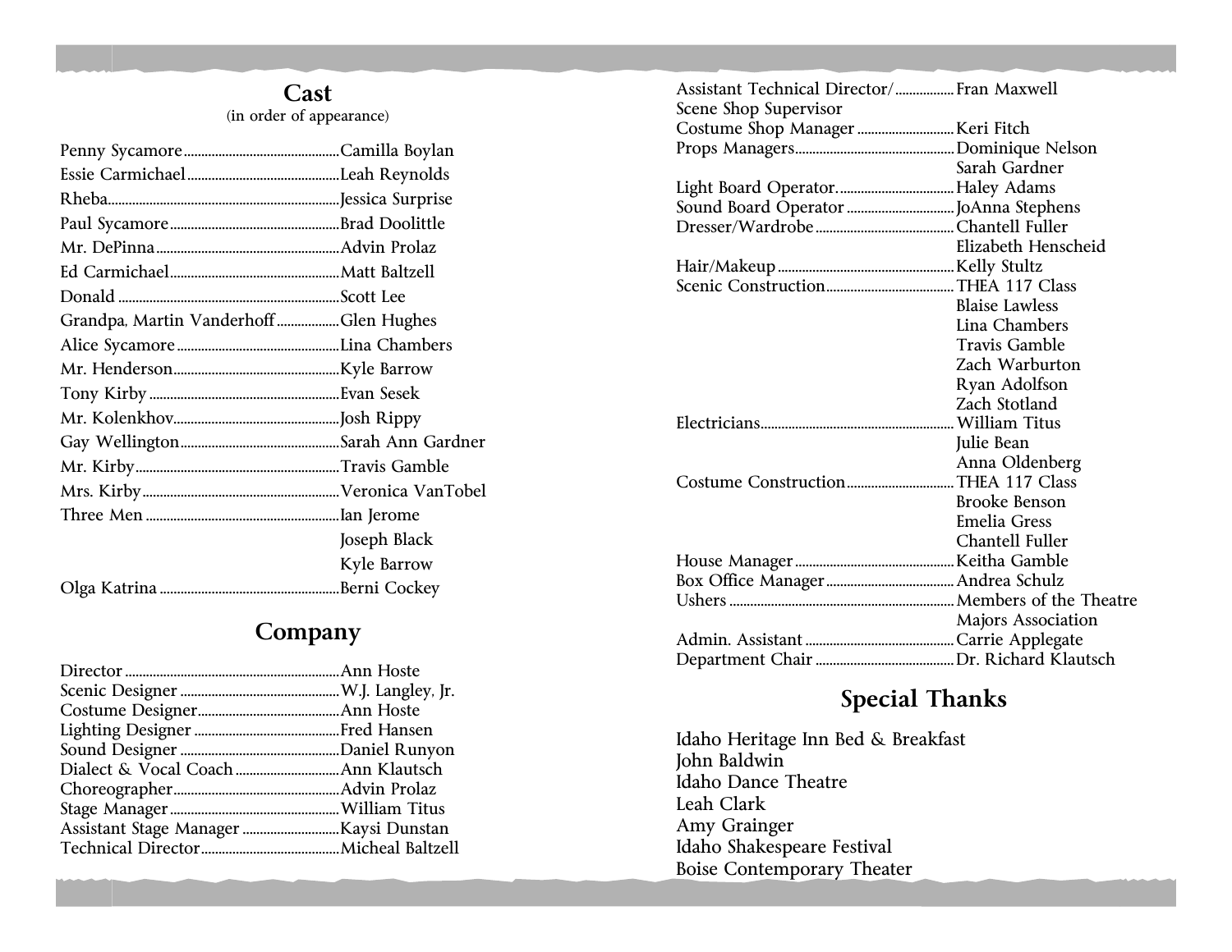## Cast

(in order of appearance)

| | |
|---|---|
| Penny Sycamore | Camilla Boylan |
| Essie Carmichael | Leah Reynolds |
| Rheba | Jessica Surprise |
| Paul Sycamore | Brad Doolittle |
| Mr. DePinna | Advin Prolaz |
| Ed Carmichael | Matt Baltzell |
| Donald | Scott Lee |
| Grandpa, Martin Vanderhoff | Glen Hughes |
| Alice Sycamore | Lina Chambers |
| Mr. Henderson | Kyle Barrow |
| Tony Kirby | Evan Sesek |
| Mr. Kolenkhov | Josh Rippy |
| Gay Wellington | Sarah Ann Gardner |
| Mr. Kirby | Travis Gamble |
| Mrs. Kirby | Veronica VanTobel |
| Three Men | Ian Jerome |
| | Joseph Black |
| | Kyle Barrow |
| Olga Katrina | Berni Cockey |

## Company

| | |
|---|---|
| Director | Ann Hoste |
| Scenic Designer | W.J. Langley, Jr. |
| Costume Designer | Ann Hoste |
| Lighting Designer | Fred Hansen |
| Sound Designer | Daniel Runyon |
| Dialect & Vocal Coach | Ann Klautsch |
| Choreographer | Advin Prolaz |
| Stage Manager | William Titus |
| Assistant Stage Manager | Kaysi Dunstan |
| Technical Director | Micheal Baltzell |
| Assistant Technical Director/ Scene Shop Supervisor | Fran Maxwell |
| Costume Shop Manager | Keri Fitch |
| Props Managers | Dominique Nelson |
| | Sarah Gardner |
| Light Board Operator | Haley Adams |
| Sound Board Operator | JoAnna Stephens |
| Dresser/Wardrobe | Chantell Fuller |
| | Elizabeth Henscheid |
| Hair/Makeup | Kelly Stultz |
| Scenic Construction | THEA 117 Class |
| | Blaise Lawless |
| | Lina Chambers |
| | Travis Gamble |
| | Zach Warburton |
| | Ryan Adolfson |
| | Zach Stotland |
| Electricians | William Titus |
| | Julie Bean |
| | Anna Oldenberg |
| Costume Construction | THEA 117 Class |
| | Brooke Benson |
| | Emelia Gress |
| | Chantell Fuller |
| House Manager | Keitha Gamble |
| Box Office Manager | Andrea Schulz |
| Ushers | Members of the Theatre Majors Association |
| Admin. Assistant | Carrie Applegate |
| Department Chair | Dr. Richard Klautsch |

## Special Thanks

Idaho Heritage Inn Bed & Breakfast
John Baldwin
Idaho Dance Theatre
Leah Clark
Amy Grainger
Idaho Shakespeare Festival
Boise Contemporary Theater